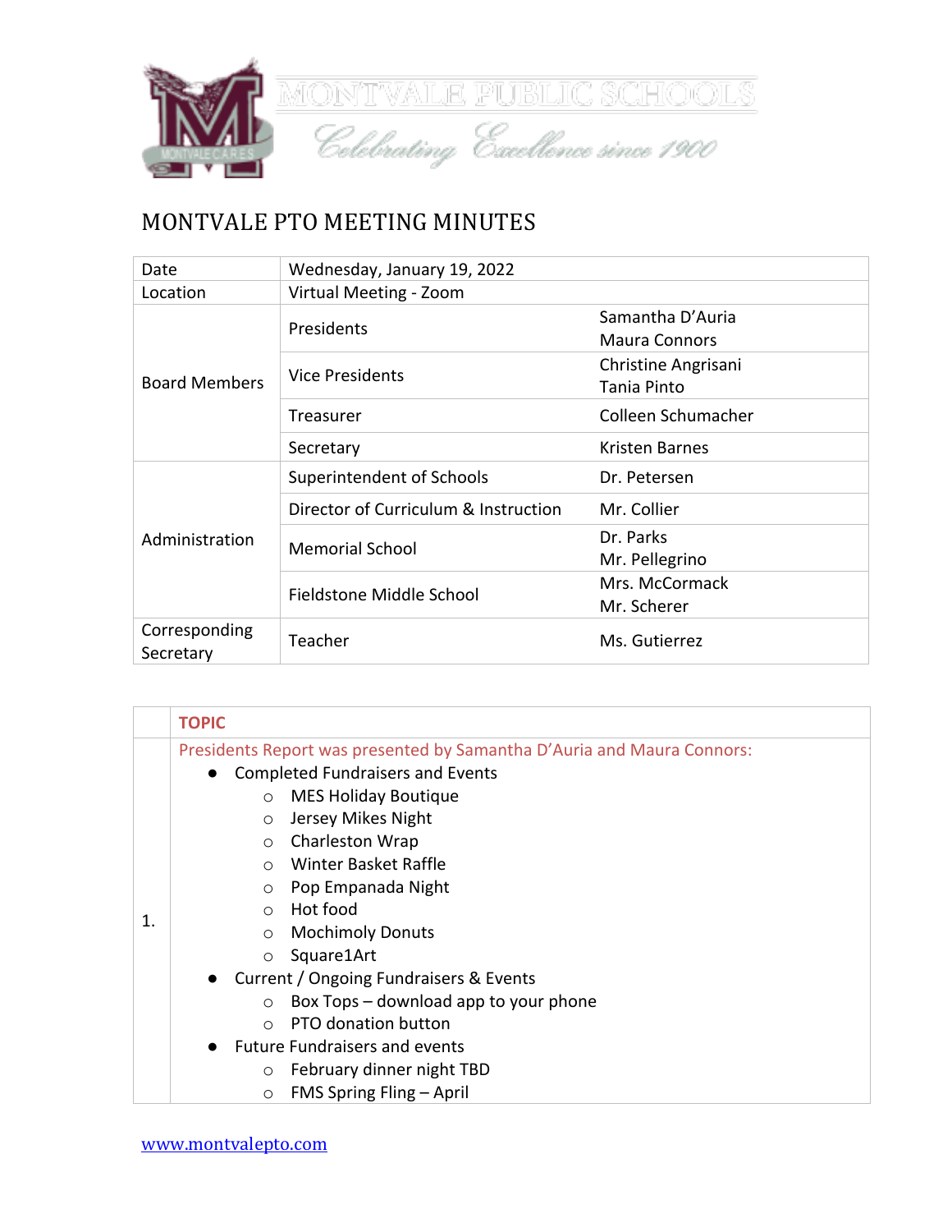MONTVALE PUBLIC SCHOOLS

*Celebrating Excellence since 1900*

# MONTVALE PTO MEETING MINUTES

| | | |
|---|---|---|
| Date | Wednesday, January 19, 2022 | |
| Location | Virtual Meeting - Zoom | |
| Board Members | Presidents | Samantha D'Auria<br>Maura Connors |
| | Vice Presidents | Christine Angrisani<br>Tania Pinto |
| | Treasurer | Colleen Schumacher |
| | Secretary | Kristen Barnes |
| Administration | Superintendent of Schools | Dr. Petersen |
| | Director of Curriculum & Instruction | Mr. Collier |
| | Memorial School | Dr. Parks<br>Mr. Pellegrino |
| | Fieldstone Middle School | Mrs. McCormack<br>Mr. Scherer |
| Corresponding Secretary | Teacher | Ms. Gutierrez |

| | TOPIC |
|---|---|
| 1. | Presidents Report was presented by Samantha D'Auria and Maura Connors:<br>● Completed Fundraisers and Events<br>○ MES Holiday Boutique<br>○ Jersey Mikes Night<br>○ Charleston Wrap<br>○ Winter Basket Raffle<br>○ Pop Empanada Night<br>○ Hot food<br>○ Mochimoly Donuts<br>○ Square1Art<br>● Current / Ongoing Fundraisers & Events<br>○ Box Tops – download app to your phone<br>○ PTO donation button<br>● Future Fundraisers and events<br>○ February dinner night TBD<br>○ FMS Spring Fling – April |

[www.montvalepto.com](http://www.montvalepto.com)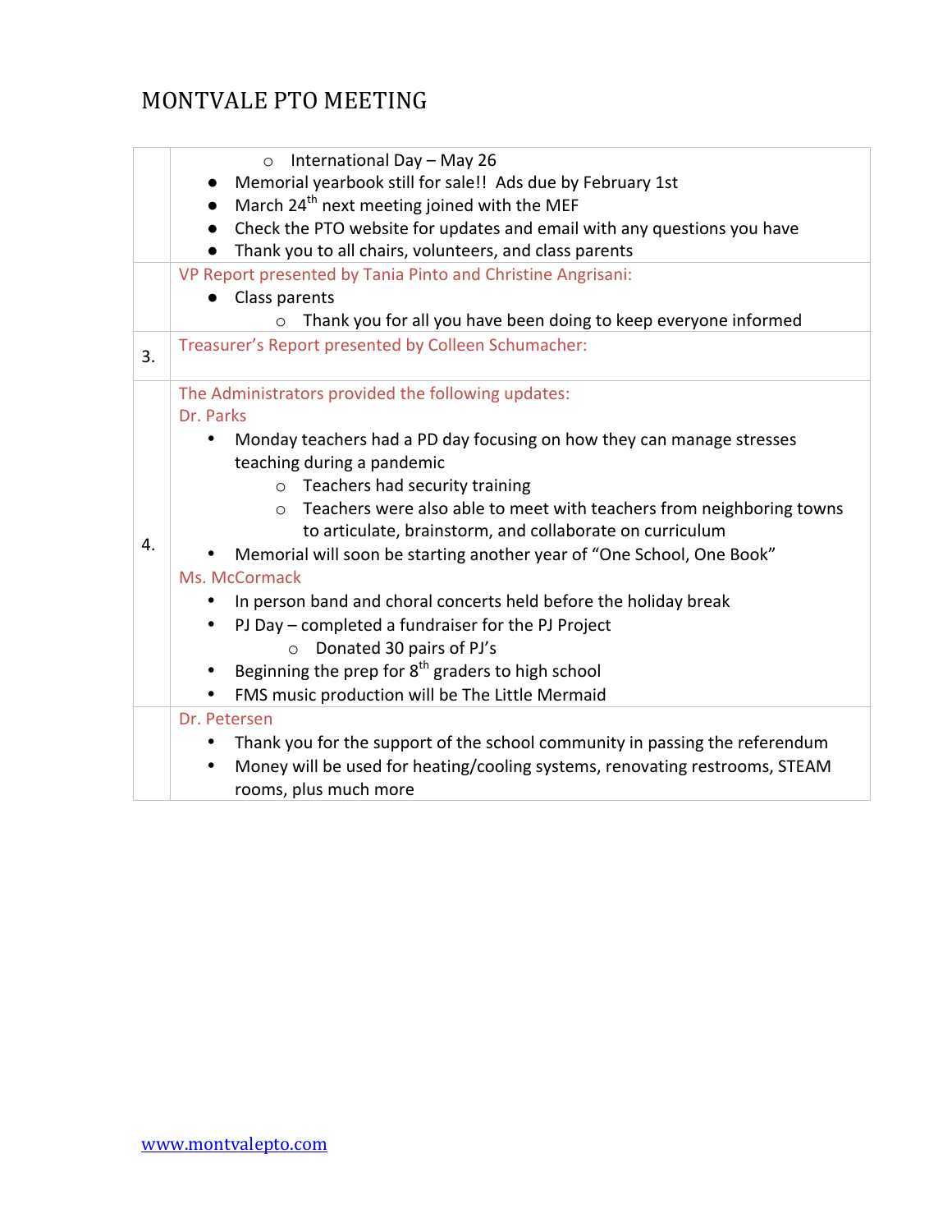# MONTVALE PTO MEETING

| | |
|---|---|
| | - International Day – May 26<br>- Memorial yearbook still for sale!! Ads due by February 1st<br>- March 24th next meeting joined with the MEF<br>- Check the PTO website for updates and email with any questions you have<br>- Thank you to all chairs, volunteers, and class parents |
| | VP Report presented by Tania Pinto and Christine Angrisani:<br>- Class parents<br>  - Thank you for all you have been doing to keep everyone informed |
| 3. | Treasurer's Report presented by Colleen Schumacher: |
| 4. | The Administrators provided the following updates:<br>Dr. Parks<br>- Monday teachers had a PD day focusing on how they can manage stresses teaching during a pandemic<br>  - Teachers had security training<br>  - Teachers were also able to meet with teachers from neighboring towns to articulate, brainstorm, and collaborate on curriculum<br>- Memorial will soon be starting another year of "One School, One Book"<br>Ms. McCormack<br>- In person band and choral concerts held before the holiday break<br>- PJ Day – completed a fundraiser for the PJ Project<br>  - Donated 30 pairs of PJ's<br>- Beginning the prep for 8th graders to high school<br>- FMS music production will be The Little Mermaid |
| | Dr. Petersen<br>- Thank you for the support of the school community in passing the referendum<br>- Money will be used for heating/cooling systems, renovating restrooms, STEAM rooms, plus much more |

www.montvalepto.com